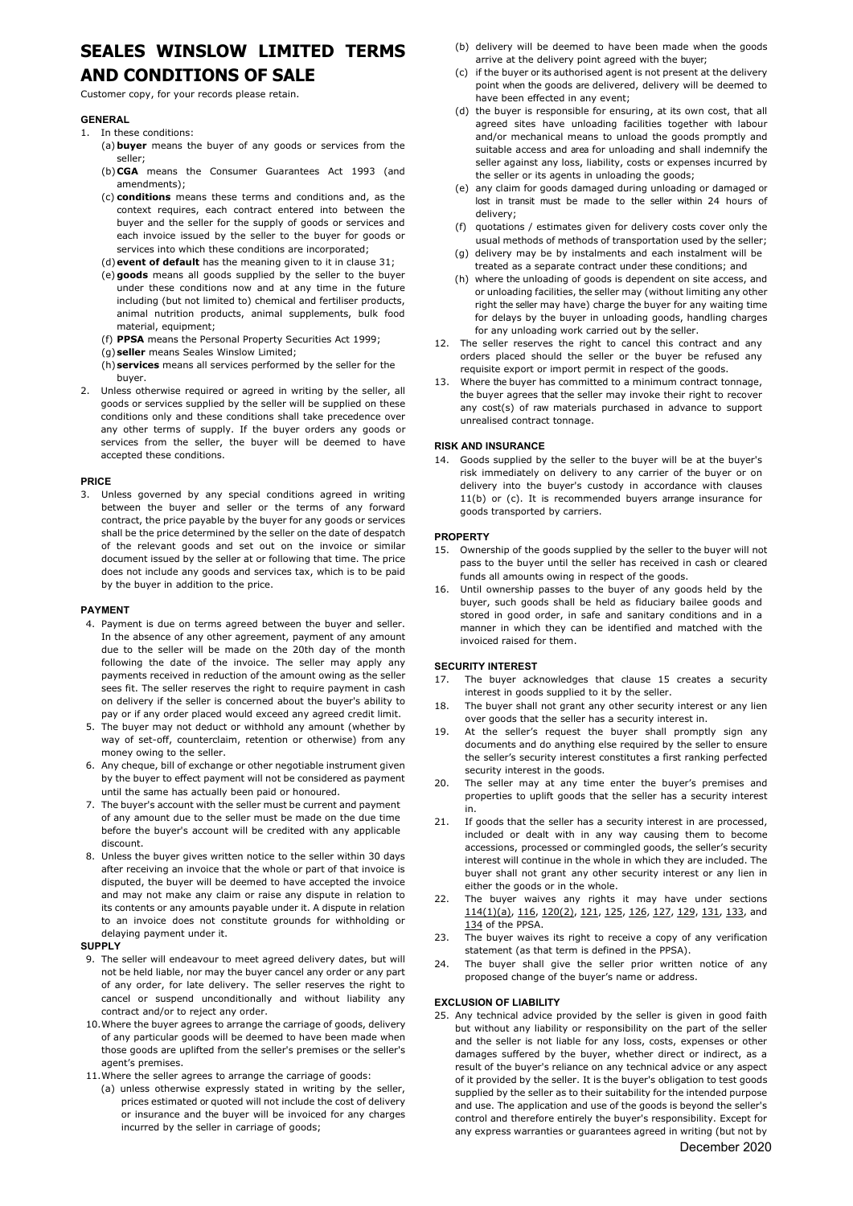# SEALES WINSLOW LIMITED TERMS AND CONDITIONS OF SALE

Customer copy, for your records please retain.

### GENERAL

1. In these conditions:
   (a) **buyer** means the buyer of any goods or services from the seller;
   (b) **CGA** means the Consumer Guarantees Act 1993 (and amendments);
   (c) **conditions** means these terms and conditions and, as the context requires, each contract entered into between the buyer and the seller for the supply of goods or services and each invoice issued by the seller to the buyer for goods or services into which these conditions are incorporated;
   (d) **event of default** has the meaning given to it in clause 31;
   (e) **goods** means all goods supplied by the seller to the buyer under these conditions now and at any time in the future including (but not limited to) chemical and fertiliser products, animal nutrition products, animal supplements, bulk food material, equipment;
   (f) **PPSA** means the Personal Property Securities Act 1999;
   (g) **seller** means Seales Winslow Limited;
   (h) **services** means all services performed by the seller for the buyer.
2. Unless otherwise required or agreed in writing by the seller, all goods or services supplied by the seller will be supplied on these conditions only and these conditions shall take precedence over any other terms of supply. If the buyer orders any goods or services from the seller, the buyer will be deemed to have accepted these conditions.

### PRICE

3. Unless governed by any special conditions agreed in writing between the buyer and seller or the terms of any forward contract, the price payable by the buyer for any goods or services shall be the price determined by the seller on the date of despatch of the relevant goods and set out on the invoice or similar document issued by the seller at or following that time. The price does not include any goods and services tax, which is to be paid by the buyer in addition to the price.

### PAYMENT

4. Payment is due on terms agreed between the buyer and seller. In the absence of any other agreement, payment of any amount due to the seller will be made on the 20th day of the month following the date of the invoice. The seller may apply any payments received in reduction of the amount owing as the seller sees fit. The seller reserves the right to require payment in cash on delivery if the seller is concerned about the buyer's ability to pay or if any order placed would exceed any agreed credit limit.
5. The buyer may not deduct or withhold any amount (whether by way of set-off, counterclaim, retention or otherwise) from any money owing to the seller.
6. Any cheque, bill of exchange or other negotiable instrument given by the buyer to effect payment will not be considered as payment until the same has actually been paid or honoured.
7. The buyer's account with the seller must be current and payment of any amount due to the seller must be made on the due time before the buyer's account will be credited with any applicable discount.
8. Unless the buyer gives written notice to the seller within 30 days after receiving an invoice that the whole or part of that invoice is disputed, the buyer will be deemed to have accepted the invoice and may not make any claim or raise any dispute in relation to its contents or any amounts payable under it. A dispute in relation to an invoice does not constitute grounds for withholding or delaying payment under it.

### SUPPLY

9. The seller will endeavour to meet agreed delivery dates, but will not be held liable, nor may the buyer cancel any order or any part of any order, for late delivery. The seller reserves the right to cancel or suspend unconditionally and without liability any contract and/or to reject any order.
10. Where the buyer agrees to arrange the carriage of goods, delivery of any particular goods will be deemed to have been made when those goods are uplifted from the seller's premises or the seller's agent's premises.
11. Where the seller agrees to arrange the carriage of goods:
    (a) unless otherwise expressly stated in writing by the seller, prices estimated or quoted will not include the cost of delivery or insurance and the buyer will be invoiced for any charges incurred by the seller in carriage of goods;
    (b) delivery will be deemed to have been made when the goods arrive at the delivery point agreed with the buyer;
    (c) if the buyer or its authorised agent is not present at the delivery point when the goods are delivered, delivery will be deemed to have been effected in any event;
    (d) the buyer is responsible for ensuring, at its own cost, that all agreed sites have unloading facilities together with labour and/or mechanical means to unload the goods promptly and suitable access and area for unloading and shall indemnify the seller against any loss, liability, costs or expenses incurred by the seller or its agents in unloading the goods;
    (e) any claim for goods damaged during unloading or damaged or lost in transit must be made to the seller within 24 hours of delivery;
    (f) quotations / estimates given for delivery costs cover only the usual methods of methods of transportation used by the seller;
    (g) delivery may be by instalments and each instalment will be treated as a separate contract under these conditions; and
    (h) where the unloading of goods is dependent on site access, and or unloading facilities, the seller may (without limiting any other right the seller may have) charge the buyer for any waiting time for delays by the buyer in unloading goods, handling charges for any unloading work carried out by the seller.
12. The seller reserves the right to cancel this contract and any orders placed should the seller or the buyer be refused any requisite export or import permit in respect of the goods.
13. Where the buyer has committed to a minimum contract tonnage, the buyer agrees that the seller may invoke their right to recover any cost(s) of raw materials purchased in advance to support unrealised contract tonnage.

### RISK AND INSURANCE

14. Goods supplied by the seller to the buyer will be at the buyer's risk immediately on delivery to any carrier of the buyer or on delivery into the buyer's custody in accordance with clauses 11(b) or (c). It is recommended buyers arrange insurance for goods transported by carriers.

### PROPERTY

15. Ownership of the goods supplied by the seller to the buyer will not pass to the buyer until the seller has received in cash or cleared funds all amounts owing in respect of the goods.
16. Until ownership passes to the buyer of any goods held by the buyer, such goods shall be held as fiduciary bailee goods and stored in good order, in safe and sanitary conditions and in a manner in which they can be identified and matched with the invoiced raised for them.

### SECURITY INTEREST

17. The buyer acknowledges that clause 15 creates a security interest in goods supplied to it by the seller.
18. The buyer shall not grant any other security interest or any lien over goods that the seller has a security interest in.
19. At the seller's request the buyer shall promptly sign any documents and do anything else required by the seller to ensure the seller's security interest constitutes a first ranking perfected security interest in the goods.
20. The seller may at any time enter the buyer's premises and properties to uplift goods that the seller has a security interest in.
21. If goods that the seller has a security interest in are processed, included or dealt with in any way causing them to become accessions, processed or commingled goods, the seller's security interest will continue in the whole in which they are included. The buyer shall not grant any other security interest or any lien in either the goods or in the whole.
22. The buyer waives any rights it may have under sections 114(1)(a), 116, 120(2), 121, 125, 126, 127, 129, 131, 133, and 134 of the PPSA.
23. The buyer waives its right to receive a copy of any verification statement (as that term is defined in the PPSA).
24. The buyer shall give the seller prior written notice of any proposed change of the buyer's name or address.

### EXCLUSION OF LIABILITY

25. Any technical advice provided by the seller is given in good faith but without any liability or responsibility on the part of the seller and the seller is not liable for any loss, costs, expenses or other damages suffered by the buyer, whether direct or indirect, as a result of the buyer's reliance on any technical advice or any aspect of it provided by the seller. It is the buyer's obligation to test goods supplied by the seller as to their suitability for the intended purpose and use. The application and use of the goods is beyond the seller's control and therefore entirely the buyer's responsibility. Except for any express warranties or guarantees agreed in writing (but not by

December 2020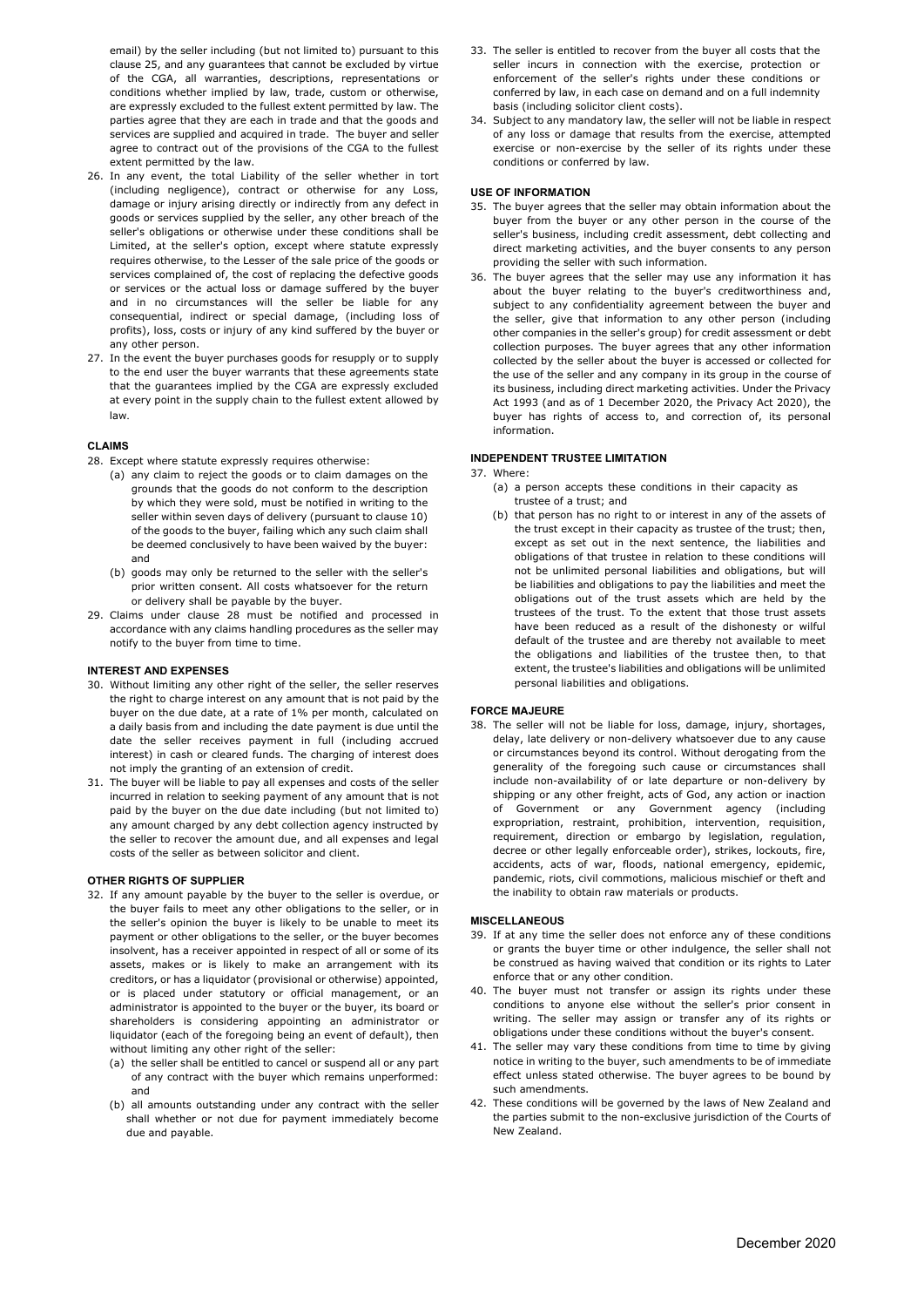email) by the seller including (but not limited to) pursuant to this clause 25, and any guarantees that cannot be excluded by virtue of the CGA, all warranties, descriptions, representations or conditions whether implied by law, trade, custom or otherwise, are expressly excluded to the fullest extent permitted by law. The parties agree that they are each in trade and that the goods and services are supplied and acquired in trade. The buyer and seller agree to contract out of the provisions of the CGA to the fullest extent permitted by the law.

26. In any event, the total Liability of the seller whether in tort (including negligence), contract or otherwise for any Loss, damage or injury arising directly or indirectly from any defect in goods or services supplied by the seller, any other breach of the seller's obligations or otherwise under these conditions shall be Limited, at the seller's option, except where statute expressly requires otherwise, to the Lesser of the sale price of the goods or services complained of, the cost of replacing the defective goods or services or the actual loss or damage suffered by the buyer and in no circumstances will the seller be liable for any consequential, indirect or special damage, (including loss of profits), loss, costs or injury of any kind suffered by the buyer or any other person.
27. In the event the buyer purchases goods for resupply or to supply to the end user the buyer warrants that these agreements state that the guarantees implied by the CGA are expressly excluded at every point in the supply chain to the fullest extent allowed by law.

#### CLAIMS

28. Except where statute expressly requires otherwise:
    (a) any claim to reject the goods or to claim damages on the grounds that the goods do not conform to the description by which they were sold, must be notified in writing to the seller within seven days of delivery (pursuant to clause 10) of the goods to the buyer, failing which any such claim shall be deemed conclusively to have been waived by the buyer: and
    (b) goods may only be returned to the seller with the seller's prior written consent. All costs whatsoever for the return or delivery shall be payable by the buyer.
29. Claims under clause 28 must be notified and processed in accordance with any claims handling procedures as the seller may notify to the buyer from time to time.

#### INTEREST AND EXPENSES

30. Without limiting any other right of the seller, the seller reserves the right to charge interest on any amount that is not paid by the buyer on the due date, at a rate of 1% per month, calculated on a daily basis from and including the date payment is due until the date the seller receives payment in full (including accrued interest) in cash or cleared funds. The charging of interest does not imply the granting of an extension of credit.
31. The buyer will be liable to pay all expenses and costs of the seller incurred in relation to seeking payment of any amount that is not paid by the buyer on the due date including (but not limited to) any amount charged by any debt collection agency instructed by the seller to recover the amount due, and all expenses and legal costs of the seller as between solicitor and client.

#### OTHER RIGHTS OF SUPPLIER

32. If any amount payable by the buyer to the seller is overdue, or the buyer fails to meet any other obligations to the seller, or in the seller's opinion the buyer is likely to be unable to meet its payment or other obligations to the seller, or the buyer becomes insolvent, has a receiver appointed in respect of all or some of its assets, makes or is likely to make an arrangement with its creditors, or has a liquidator (provisional or otherwise) appointed, or is placed under statutory or official management, or an administrator is appointed to the buyer or the buyer, its board or shareholders is considering appointing an administrator or liquidator (each of the foregoing being an event of default), then without limiting any other right of the seller:
    (a) the seller shall be entitled to cancel or suspend all or any part of any contract with the buyer which remains unperformed: and
    (b) all amounts outstanding under any contract with the seller shall whether or not due for payment immediately become due and payable.
33. The seller is entitled to recover from the buyer all costs that the seller incurs in connection with the exercise, protection or enforcement of the seller's rights under these conditions or conferred by law, in each case on demand and on a full indemnity basis (including solicitor client costs).
34. Subject to any mandatory law, the seller will not be liable in respect of any loss or damage that results from the exercise, attempted exercise or non-exercise by the seller of its rights under these conditions or conferred by law.

#### USE OF INFORMATION

35. The buyer agrees that the seller may obtain information about the buyer from the buyer or any other person in the course of the seller's business, including credit assessment, debt collecting and direct marketing activities, and the buyer consents to any person providing the seller with such information.
36. The buyer agrees that the seller may use any information it has about the buyer relating to the buyer's creditworthiness and, subject to any confidentiality agreement between the buyer and the seller, give that information to any other person (including other companies in the seller's group) for credit assessment or debt collection purposes. The buyer agrees that any other information collected by the seller about the buyer is accessed or collected for the use of the seller and any company in its group in the course of its business, including direct marketing activities. Under the Privacy Act 1993 (and as of 1 December 2020, the Privacy Act 2020), the buyer has rights of access to, and correction of, its personal information.

#### INDEPENDENT TRUSTEE LIMITATION

37. Where:
    (a) a person accepts these conditions in their capacity as trustee of a trust; and
    (b) that person has no right to or interest in any of the assets of the trust except in their capacity as trustee of the trust; then, except as set out in the next sentence, the liabilities and obligations of that trustee in relation to these conditions will not be unlimited personal liabilities and obligations, but will be liabilities and obligations to pay the liabilities and meet the obligations out of the trust assets which are held by the trustees of the trust. To the extent that those trust assets have been reduced as a result of the dishonesty or wilful default of the trustee and are thereby not available to meet the obligations and liabilities of the trustee then, to that extent, the trustee's liabilities and obligations will be unlimited personal liabilities and obligations.

#### FORCE MAJEURE

38. The seller will not be liable for loss, damage, injury, shortages, delay, late delivery or non-delivery whatsoever due to any cause or circumstances beyond its control. Without derogating from the generality of the foregoing such cause or circumstances shall include non-availability of or late departure or non-delivery by shipping or any other freight, acts of God, any action or inaction of Government or any Government agency (including expropriation, restraint, prohibition, intervention, requisition, requirement, direction or embargo by legislation, regulation, decree or other legally enforceable order), strikes, lockouts, fire, accidents, acts of war, floods, national emergency, epidemic, pandemic, riots, civil commotions, malicious mischief or theft and the inability to obtain raw materials or products.

#### MISCELLANEOUS

39. If at any time the seller does not enforce any of these conditions or grants the buyer time or other indulgence, the seller shall not be construed as having waived that condition or its rights to Later enforce that or any other condition.
40. The buyer must not transfer or assign its rights under these conditions to anyone else without the seller's prior consent in writing. The seller may assign or transfer any of its rights or obligations under these conditions without the buyer's consent.
41. The seller may vary these conditions from time to time by giving notice in writing to the buyer, such amendments to be of immediate effect unless stated otherwise. The buyer agrees to be bound by such amendments.
42. These conditions will be governed by the laws of New Zealand and the parties submit to the non-exclusive jurisdiction of the Courts of New Zealand.

December 2020